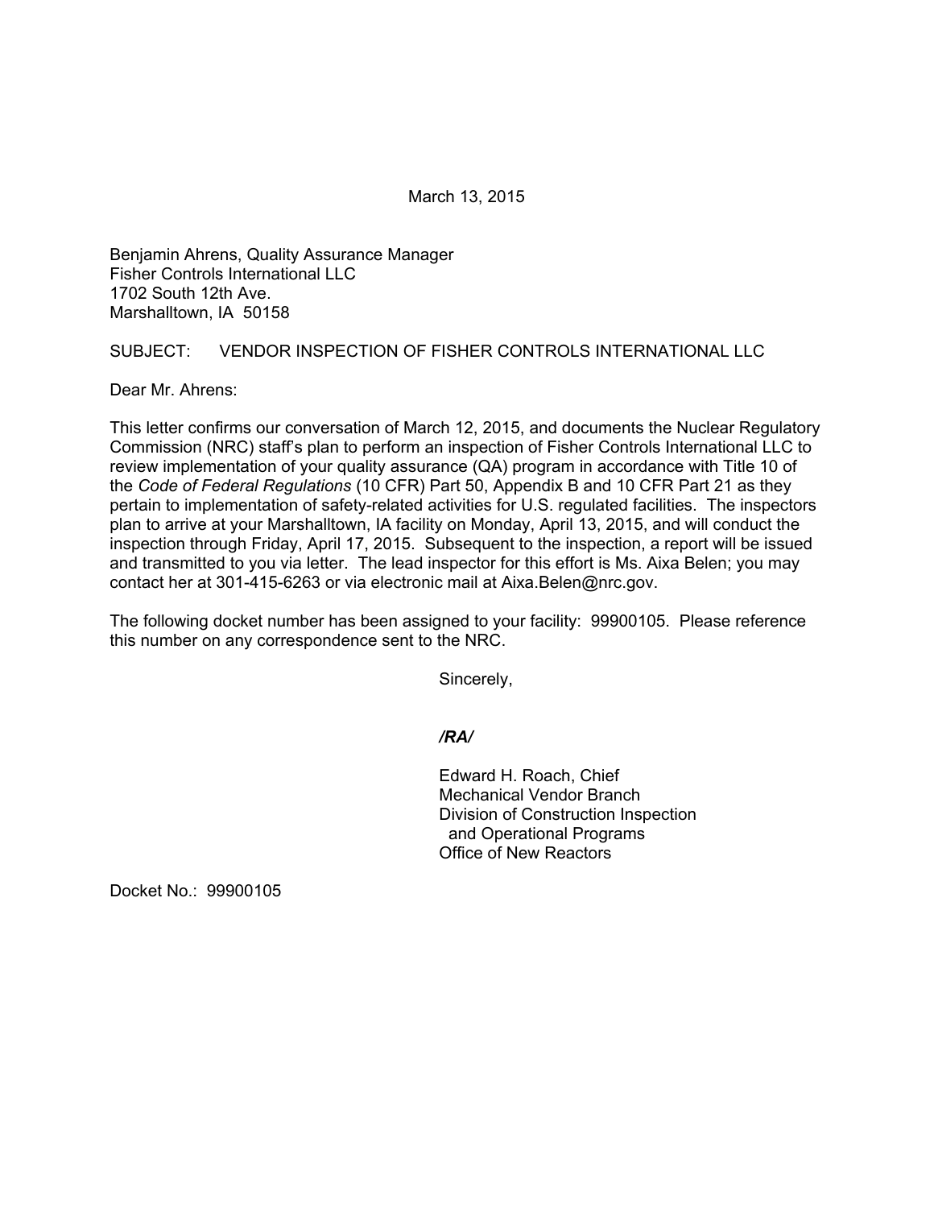March 13, 2015

Benjamin Ahrens, Quality Assurance Manager
Fisher Controls International LLC
1702 South 12th Ave.
Marshalltown, IA 50158

SUBJECT: VENDOR INSPECTION OF FISHER CONTROLS INTERNATIONAL LLC

Dear Mr. Ahrens:

This letter confirms our conversation of March 12, 2015, and documents the Nuclear Regulatory Commission (NRC) staff's plan to perform an inspection of Fisher Controls International LLC to review implementation of your quality assurance (QA) program in accordance with Title 10 of the *Code of Federal Regulations* (10 CFR) Part 50, Appendix B and 10 CFR Part 21 as they pertain to implementation of safety-related activities for U.S. regulated facilities. The inspectors plan to arrive at your Marshalltown, IA facility on Monday, April 13, 2015, and will conduct the inspection through Friday, April 17, 2015. Subsequent to the inspection, a report will be issued and transmitted to you via letter. The lead inspector for this effort is Ms. Aixa Belen; you may contact her at 301-415-6263 or via electronic mail at Aixa.Belen@nrc.gov.

The following docket number has been assigned to your facility: 99900105. Please reference this number on any correspondence sent to the NRC.

Sincerely,

***/RA/***

Edward H. Roach, Chief
Mechanical Vendor Branch
Division of Construction Inspection
and Operational Programs
Office of New Reactors

Docket No.: 99900105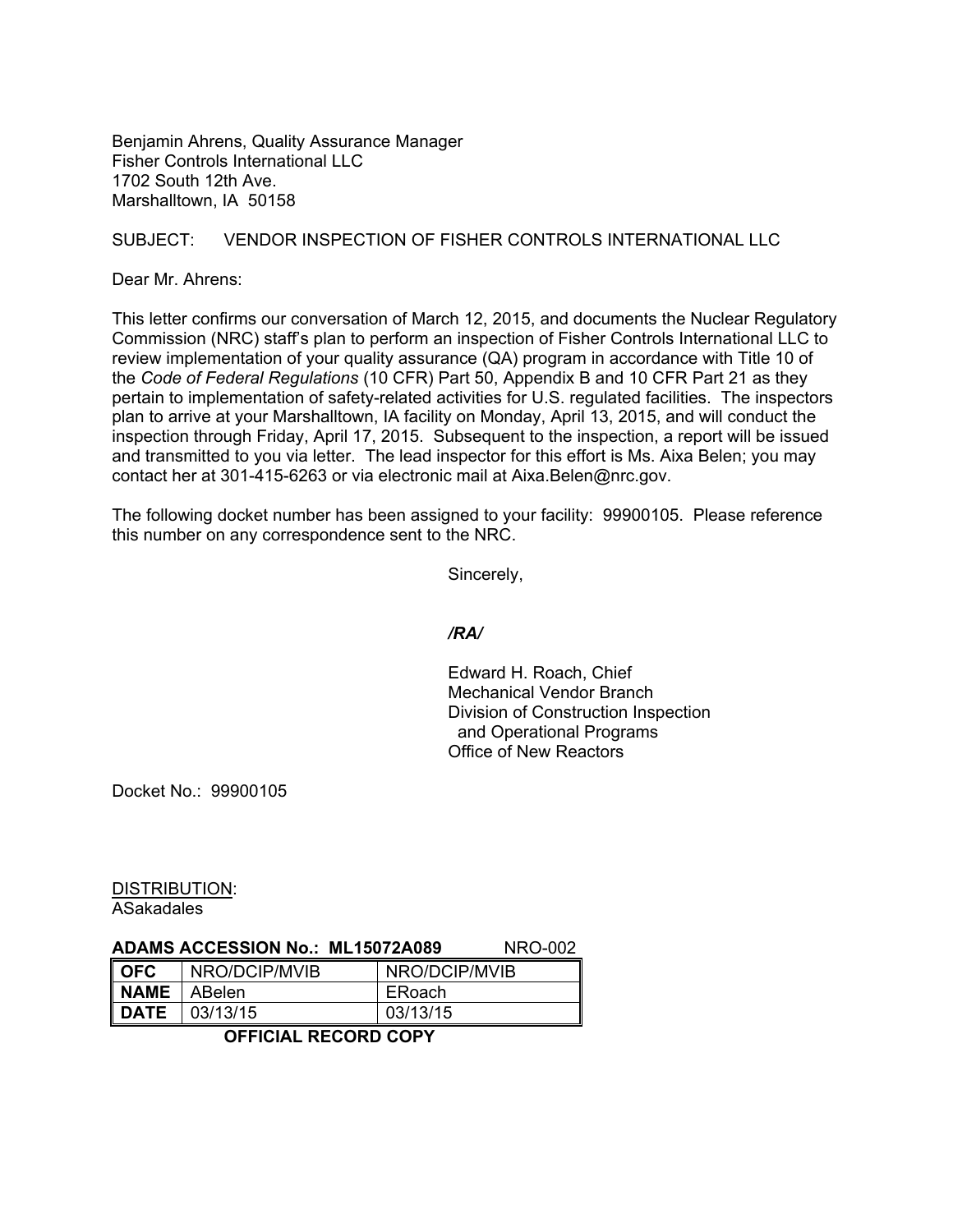Benjamin Ahrens, Quality Assurance Manager
Fisher Controls International LLC
1702 South 12th Ave.
Marshalltown, IA 50158

SUBJECT: VENDOR INSPECTION OF FISHER CONTROLS INTERNATIONAL LLC

Dear Mr. Ahrens:

This letter confirms our conversation of March 12, 2015, and documents the Nuclear Regulatory Commission (NRC) staff's plan to perform an inspection of Fisher Controls International LLC to review implementation of your quality assurance (QA) program in accordance with Title 10 of the *Code of Federal Regulations* (10 CFR) Part 50, Appendix B and 10 CFR Part 21 as they pertain to implementation of safety-related activities for U.S. regulated facilities. The inspectors plan to arrive at your Marshalltown, IA facility on Monday, April 13, 2015, and will conduct the inspection through Friday, April 17, 2015. Subsequent to the inspection, a report will be issued and transmitted to you via letter. The lead inspector for this effort is Ms. Aixa Belen; you may contact her at 301-415-6263 or via electronic mail at Aixa.Belen@nrc.gov.

The following docket number has been assigned to your facility: 99900105. Please reference this number on any correspondence sent to the NRC.

Sincerely,

*/RA/*

Edward H. Roach, Chief
Mechanical Vendor Branch
Division of Construction Inspection
and Operational Programs
Office of New Reactors

Docket No.: 99900105

DISTRIBUTION:
ASakadales

**ADAMS ACCESSION No.: ML15072A089** NRO-002

| | | |
|---|---|---|
| **OFC** | NRO/DCIP/MVIB | NRO/DCIP/MVIB |
| **NAME** | ABelen | ERoach |
| **DATE** | 03/13/15 | 03/13/15 |

**OFFICIAL RECORD COPY**